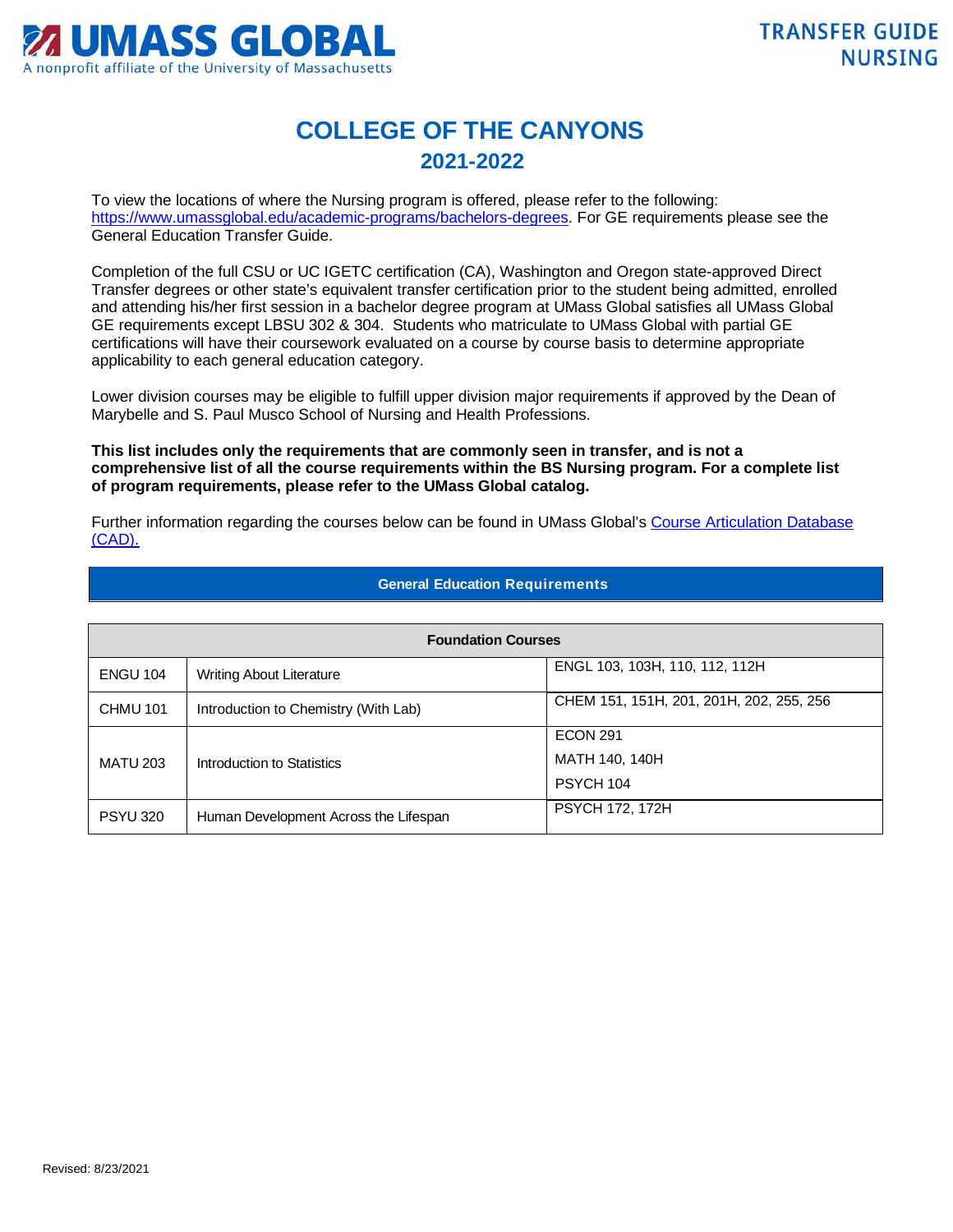UMASS GLOBAL
A nonprofit affiliate of the University of Massachusetts

TRANSFER GUIDE
NURSING

# COLLEGE OF THE CANYONS

## 2021-2022

To view the locations of where the Nursing program is offered, please refer to the following: https://www.umassglobal.edu/academic-programs/bachelors-degrees. For GE requirements please see the General Education Transfer Guide.

Completion of the full CSU or UC IGETC certification (CA), Washington and Oregon state-approved Direct Transfer degrees or other state's equivalent transfer certification prior to the student being admitted, enrolled and attending his/her first session in a bachelor degree program at UMass Global satisfies all UMass Global GE requirements except LBSU 302 & 304. Students who matriculate to UMass Global with partial GE certifications will have their coursework evaluated on a course by course basis to determine appropriate applicability to each general education category.

Lower division courses may be eligible to fulfill upper division major requirements if approved by the Dean of Marybelle and S. Paul Musco School of Nursing and Health Professions.

**This list includes only the requirements that are commonly seen in transfer, and is not a comprehensive list of all the course requirements within the BS Nursing program. For a complete list of program requirements, please refer to the UMass Global catalog.**

Further information regarding the courses below can be found in UMass Global's Course Articulation Database (CAD).

### General Education Requirements

| Foundation Courses | | |
|---|---|---|
| ENGU 104 | Writing About Literature | ENGL 103, 103H, 110, 112, 112H |
| CHMU 101 | Introduction to Chemistry (With Lab) | CHEM 151, 151H, 201, 201H, 202, 255, 256 |
| MATU 203 | Introduction to Statistics | ECON 291<br>MATH 140, 140H<br>PSYCH 104 |
| PSYU 320 | Human Development Across the Lifespan | PSYCH 172, 172H |

Revised: 8/23/2021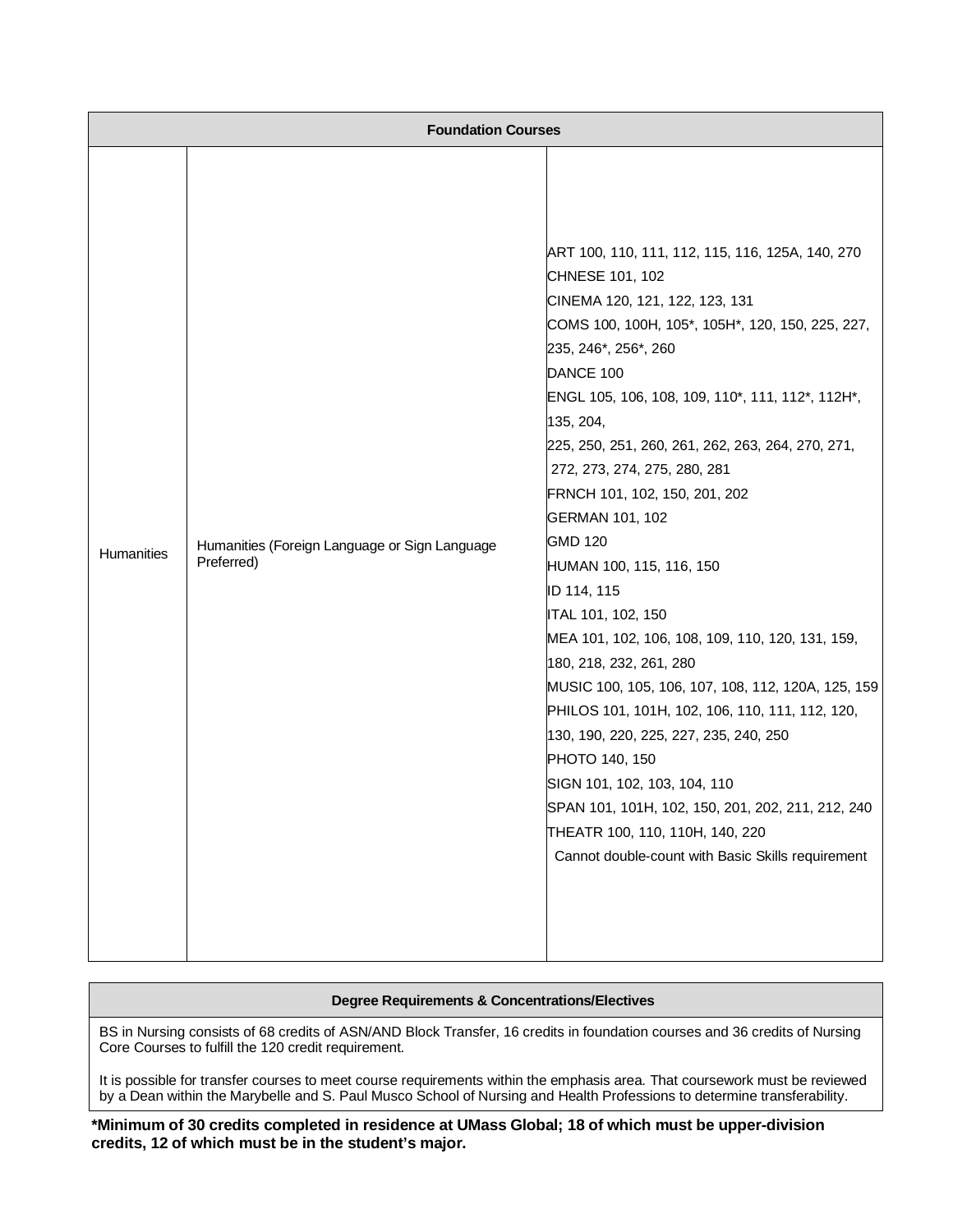| Foundation Courses | | |
|---|---|---|
| Humanities | Humanities (Foreign Language or Sign Language Preferred) | ART 100, 110, 111, 112, 115, 116, 125A, 140, 270<br>CHNESE 101, 102<br>CINEMA 120, 121, 122, 123, 131<br>COMS 100, 100H, 105*, 105H*, 120, 150, 225, 227, 235, 246*, 256*, 260<br>DANCE 100<br>ENGL 105, 106, 108, 109, 110*, 111, 112*, 112H*, 135, 204,<br>225, 250, 251, 260, 261, 262, 263, 264, 270, 271, 272, 273, 274, 275, 280, 281<br>FRNCH 101, 102, 150, 201, 202<br>GERMAN 101, 102<br>GMD 120<br>HUMAN 100, 115, 116, 150<br>ID 114, 115<br>ITAL 101, 102, 150<br>MEA 101, 102, 106, 108, 109, 110, 120, 131, 159, 180, 218, 232, 261, 280<br>MUSIC 100, 105, 106, 107, 108, 112, 120A, 125, 159<br>PHILOS 101, 101H, 102, 106, 110, 111, 112, 120, 130, 190, 220, 225, 227, 235, 240, 250<br>PHOTO 140, 150<br>SIGN 101, 102, 103, 104, 110<br>SPAN 101, 101H, 102, 150, 201, 202, 211, 212, 240<br>THEATR 100, 110, 110H, 140, 220<br>Cannot double-count with Basic Skills requirement |

| Degree Requirements & Concentrations/Electives |
|---|
| BS in Nursing consists of 68 credits of ASN/AND Block Transfer, 16 credits in foundation courses and 36 credits of Nursing Core Courses to fulfill the 120 credit requirement.<br><br>It is possible for transfer courses to meet course requirements within the emphasis area. That coursework must be reviewed by a Dean within the Marybelle and S. Paul Musco School of Nursing and Health Professions to determine transferability. |

**\*Minimum of 30 credits completed in residence at UMass Global; 18 of which must be upper-division credits, 12 of which must be in the student's major.**